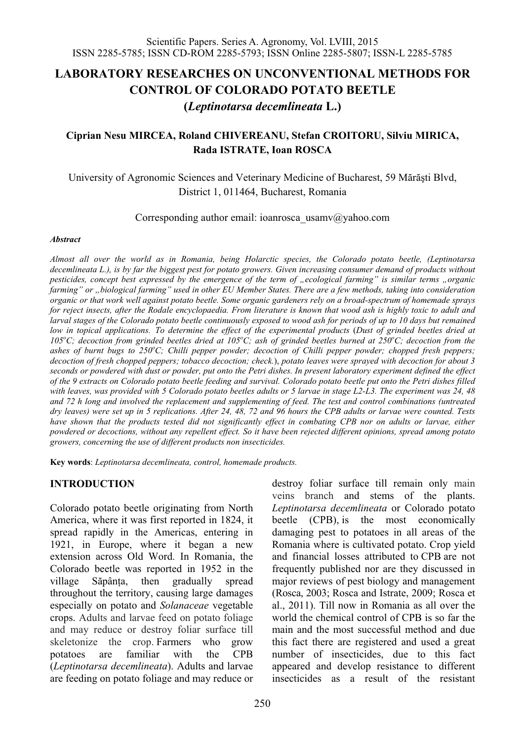# LABORATORY RESEARCHES ON UNCONVENTIONAL METHODS FOR CONTROL OF COLORADO POTATO BEETLE (*Leptinotarsa decemlineata* L.)

**Ciprian Nesu MIRCEA, Roland CHIVEREANU, Stefan CROITORU, Silviu MIRICA, Rada ISTRATE, Ioan ROSCA**

University of Agronomic Sciences and Veterinary Medicine of Bucharest, 59 Mărăşti Blvd, District 1, 011464, Bucharest, Romania

Corresponding author email: ioanrosca_usamv@yahoo.com

***Abstract***

*Almost all over the world as in Romania, being Holarctic species, the Colorado potato beetle, (Leptinotarsa decemlineata L.), is by far the biggest pest for potato growers. Given increasing consumer demand of products without pesticides, concept best expressed by the emergence of the term of „ecological farming" is similar terms „organic farming" or „biological farming" used in other EU Member States. There are a few methods, taking into consideration organic or that work well against potato beetle. Some organic gardeners rely on a broad-spectrum of homemade sprays for reject insects, after the Rodale encyclopaedia. From literature is known that wood ash is highly toxic to adult and larval stages of the Colorado potato beetle continuously exposed to wood ash for periods of up to 10 days but remained low in topical applications. To determine the effect of the experimental products (Dust of grinded beetles dried at 105°C; decoction from grinded beetles dried at 105°C; ash of grinded beetles burned at 250°C; decoction from the ashes of burnt bugs to 250°C; Chilli pepper powder; decoction of Chilli pepper powder; chopped fresh peppers; decoction of fresh chopped peppers; tobacco decoction; check.), potato leaves were sprayed with decoction for about 3 seconds or powdered with dust or powder, put onto the Petri dishes. In present laboratory experiment defined the effect of the 9 extracts on Colorado potato beetle feeding and survival. Colorado potato beetle put onto the Petri dishes filled with leaves, was provided with 5 Colorado potato beetles adults or 5 larvae in stage L2-L3. The experiment was 24, 48 and 72 h long and involved the replacement and supplementing of feed. The test and control combinations (untreated dry leaves) were set up in 5 replications. After 24, 48, 72 and 96 hours the CPB adults or larvae were counted. Tests have shown that the products tested did not significantly effect in combating CPB nor on adults or larvae, either powdered or decoctions, without any repellent effect. So it have been rejected different opinions, spread among potato growers, concerning the use of different products non insecticides.*

**Key words**: *Leptinotarsa decemlineata, control, homemade products.*

## INTRODUCTION

Colorado potato beetle originating from North America, where it was first reported in 1824, it spread rapidly in the Americas, entering in 1921, in Europe, where it began a new extension across Old Word. In Romania, the Colorado beetle was reported in 1952 in the village Săpânța, then gradually spread throughout the territory, causing large damages especially on potato and *Solanaceae* vegetable crops. Adults and larvae feed on potato foliage and may reduce or destroy foliar surface till skeletonize the crop. Farmers who grow potatoes are familiar with the CPB (*Leptinotarsa decemlineata*). Adults and larvae are feeding on potato foliage and may reduce or destroy foliar surface till remain only main veins branch and stems of the plants. *Leptinotarsa decemlineata* or Colorado potato beetle (CPB), is the most economically damaging pest to potatoes in all areas of the Romania where is cultivated potato. Crop yield and financial losses attributed to CPB are not frequently published nor are they discussed in major reviews of pest biology and management (Rosca, 2003; Rosca and Istrate, 2009; Rosca et al., 2011). Till now in Romania as all over the world the chemical control of CPB is so far the main and the most successful method and due this fact there are registered and used a great number of insecticides, due to this fact appeared and develop resistance to different insecticides as a result of the resistant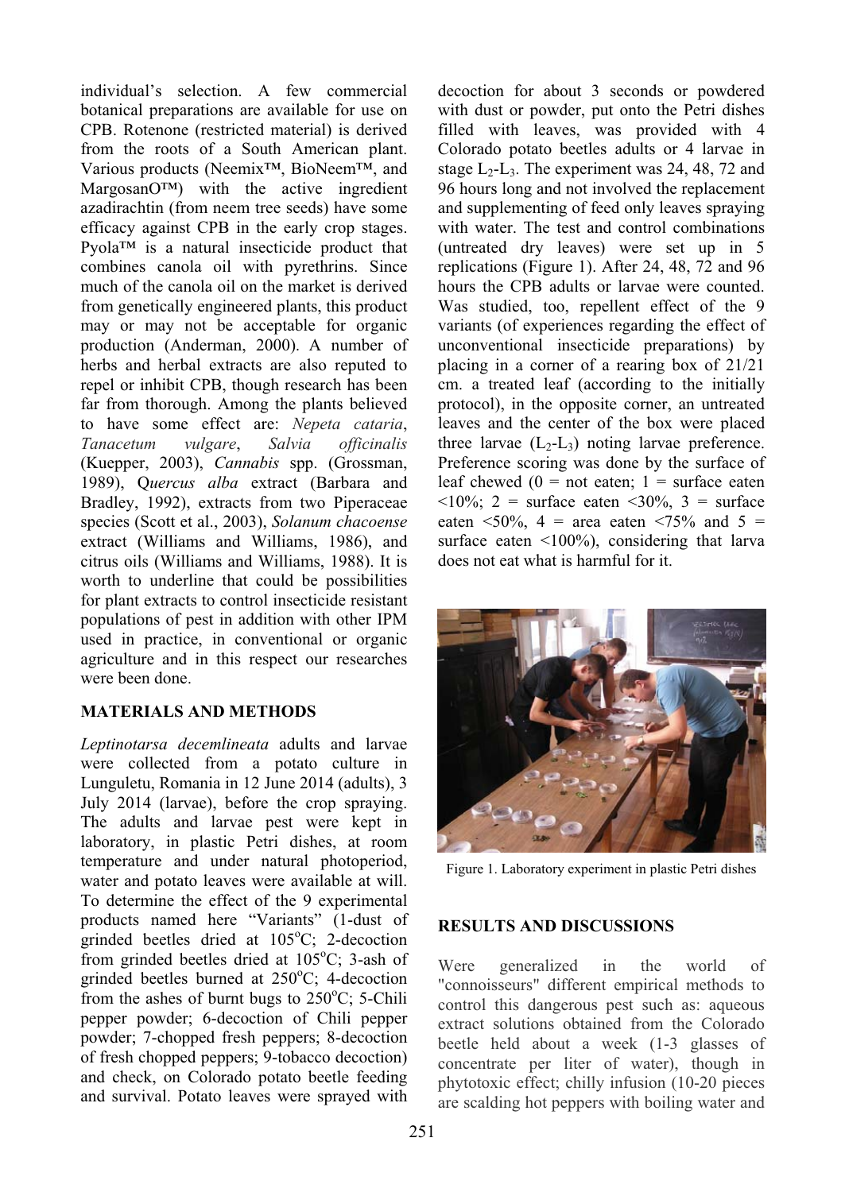individual's selection. A few commercial botanical preparations are available for use on CPB. Rotenone (restricted material) is derived from the roots of a South American plant. Various products (Neemix™, BioNeem™, and MargosanO™) with the active ingredient azadirachtin (from neem tree seeds) have some efficacy against CPB in the early crop stages. Pyola™ is a natural insecticide product that combines canola oil with pyrethrins. Since much of the canola oil on the market is derived from genetically engineered plants, this product may or may not be acceptable for organic production (Anderman, 2000). A number of herbs and herbal extracts are also reputed to repel or inhibit CPB, though research has been far from thorough. Among the plants believed to have some effect are: *Nepeta cataria*, *Tanacetum vulgare*, *Salvia officinalis* (Kuepper, 2003), *Cannabis* spp. (Grossman, 1989), Q*uercus alba* extract (Barbara and Bradley, 1992), extracts from two Piperaceae species (Scott et al., 2003), *Solanum chacoense* extract (Williams and Williams, 1986), and citrus oils (Williams and Williams, 1988). It is worth to underline that could be possibilities for plant extracts to control insecticide resistant populations of pest in addition with other IPM used in practice, in conventional or organic agriculture and in this respect our researches were been done.

## MATERIALS AND METHODS

*Leptinotarsa decemlineata* adults and larvae were collected from a potato culture in Lunguletu, Romania in 12 June 2014 (adults), 3 July 2014 (larvae), before the crop spraying. The adults and larvae pest were kept in laboratory, in plastic Petri dishes, at room temperature and under natural photoperiod, water and potato leaves were available at will. To determine the effect of the 9 experimental products named here "Variants" (1-dust of grinded beetles dried at 105°C; 2-decoction from grinded beetles dried at 105°C; 3-ash of grinded beetles burned at 250°C; 4-decoction from the ashes of burnt bugs to 250°C; 5-Chili pepper powder; 6-decoction of Chili pepper powder; 7-chopped fresh peppers; 8-decoction of fresh chopped peppers; 9-tobacco decoction) and check, on Colorado potato beetle feeding and survival. Potato leaves were sprayed with decoction for about 3 seconds or powdered with dust or powder, put onto the Petri dishes filled with leaves, was provided with 4 Colorado potato beetles adults or 4 larvae in stage $L_2$-$L_3$. The experiment was 24, 48, 72 and 96 hours long and not involved the replacement and supplementing of feed only leaves spraying with water. The test and control combinations (untreated dry leaves) were set up in 5 replications (Figure 1). After 24, 48, 72 and 96 hours the CPB adults or larvae were counted. Was studied, too, repellent effect of the 9 variants (of experiences regarding the effect of unconventional insecticide preparations) by placing in a corner of a rearing box of 21/21 cm. a treated leaf (according to the initially protocol), in the opposite corner, an untreated leaves and the center of the box were placed three larvae ($L_2$-$L_3$) noting larvae preference. Preference scoring was done by the surface of leaf chewed (0 = not eaten; 1 = surface eaten <10%; 2 = surface eaten <30%, 3 = surface eaten <50%, 4 = area eaten <75% and 5 = surface eaten <100%), considering that larva does not eat what is harmful for it.

Figure 1. Laboratory experiment in plastic Petri dishes

## RESULTS AND DISCUSSIONS

Were generalized in the world of "connoisseurs" different empirical methods to control this dangerous pest such as: aqueous extract solutions obtained from the Colorado beetle held about a week (1-3 glasses of concentrate per liter of water), though in phytotoxic effect; chilly infusion (10-20 pieces are scalding hot peppers with boiling water and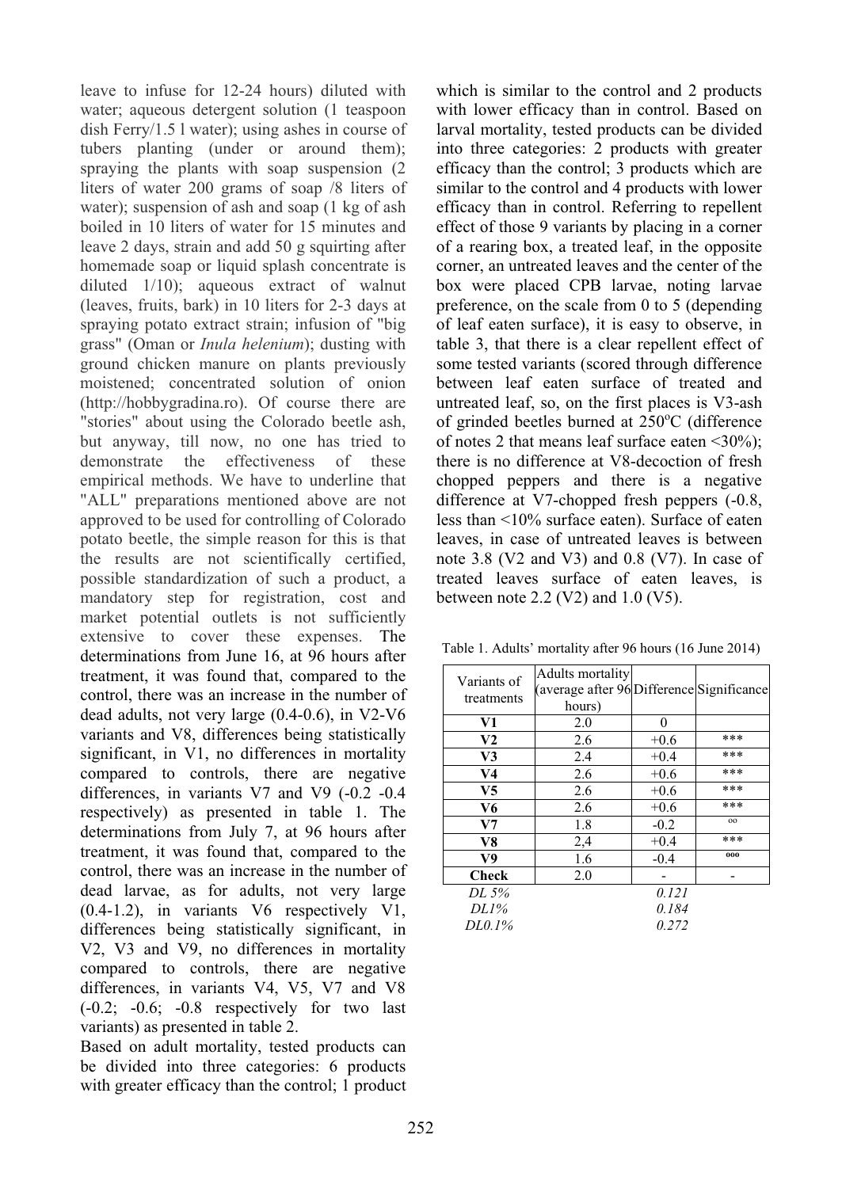leave to infuse for 12-24 hours) diluted with water; aqueous detergent solution (1 teaspoon dish Ferry/1.5 l water); using ashes in course of tubers planting (under or around them); spraying the plants with soap suspension (2 liters of water 200 grams of soap /8 liters of water); suspension of ash and soap (1 kg of ash boiled in 10 liters of water for 15 minutes and leave 2 days, strain and add 50 g squirting after homemade soap or liquid splash concentrate is diluted 1/10); aqueous extract of walnut (leaves, fruits, bark) in 10 liters for 2-3 days at spraying potato extract strain; infusion of "big grass" (Oman or *Inula helenium*); dusting with ground chicken manure on plants previously moistened; concentrated solution of onion (http://hobbygradina.ro). Of course there are "stories" about using the Colorado beetle ash, but anyway, till now, no one has tried to demonstrate the effectiveness of these empirical methods. We have to underline that "ALL" preparations mentioned above are not approved to be used for controlling of Colorado potato beetle, the simple reason for this is that the results are not scientifically certified, possible standardization of such a product, a mandatory step for registration, cost and market potential outlets is not sufficiently extensive to cover these expenses. The determinations from June 16, at 96 hours after treatment, it was found that, compared to the control, there was an increase in the number of dead adults, not very large (0.4-0.6), in V2-V6 variants and V8, differences being statistically significant, in V1, no differences in mortality compared to controls, there are negative differences, in variants V7 and V9 (-0.2 -0.4 respectively) as presented in table 1. The determinations from July 7, at 96 hours after treatment, it was found that, compared to the control, there was an increase in the number of dead larvae, as for adults, not very large (0.4-1.2), in variants V6 respectively V1, differences being statistically significant, in V2, V3 and V9, no differences in mortality compared to controls, there are negative differences, in variants V4, V5, V7 and V8 (-0.2; -0.6; -0.8 respectively for two last variants) as presented in table 2.

Based on adult mortality, tested products can be divided into three categories: 6 products with greater efficacy than the control; 1 product which is similar to the control and 2 products with lower efficacy than in control. Based on larval mortality, tested products can be divided into three categories: 2 products with greater efficacy than the control; 3 products which are similar to the control and 4 products with lower efficacy than in control. Referring to repellent effect of those 9 variants by placing in a corner of a rearing box, a treated leaf, in the opposite corner, an untreated leaves and the center of the box were placed CPB larvae, noting larvae preference, on the scale from 0 to 5 (depending of leaf eaten surface), it is easy to observe, in table 3, that there is a clear repellent effect of some tested variants (scored through difference between leaf eaten surface of treated and untreated leaf, so, on the first places is V3-ash of grinded beetles burned at 250°C (difference of notes 2 that means leaf surface eaten <30%); there is no difference at V8-decoction of fresh chopped peppers and there is a negative difference at V7-chopped fresh peppers (-0.8, less than <10% surface eaten). Surface of eaten leaves, in case of untreated leaves is between note 3.8 (V2 and V3) and 0.8 (V7). In case of treated leaves surface of eaten leaves, is between note 2.2 (V2) and 1.0 (V5).

Table 1. Adults' mortality after 96 hours (16 June 2014)

| Variants of treatments | Adults mortality (average after 96 hours) | Difference | Significance |
|---|---|---|---|
| **V1** | 2.0 | 0 | |
| **V2** | 2.6 | +0.6 | *** |
| **V3** | 2.4 | +0.4 | *** |
| **V4** | 2.6 | +0.6 | *** |
| **V5** | 2.6 | +0.6 | *** |
| **V6** | 2.6 | +0.6 | *** |
| **V7** | 1.8 | -0.2 | oo |
| **V8** | 2,4 | +0.4 | *** |
| **V9** | 1.6 | -0.4 | ooo |
| **Check** | 2.0 | - | - |
| *DL 5%* | | 0.121 | |
| *DL1%* | | 0.184 | |
| *DL0.1%* | | 0.272 | |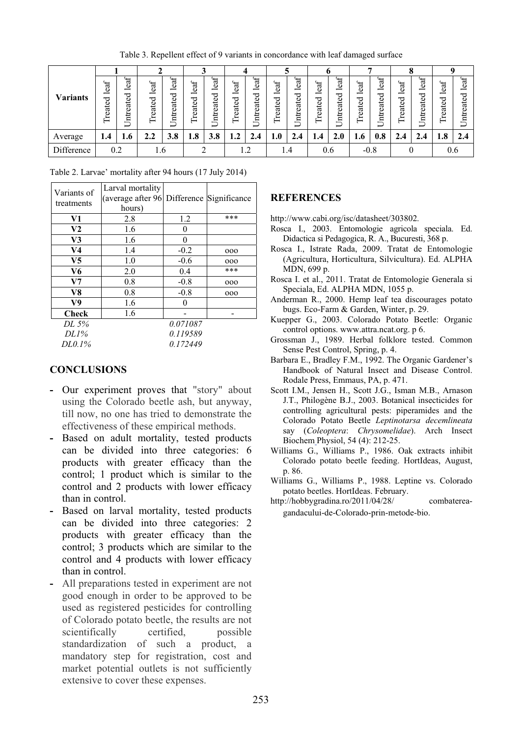Table 3. Repellent effect of 9 variants in concordance with leaf damaged surface

| Variants | 1 | | 2 | | 3 | | 4 | | 5 | | 6 | | 7 | | 8 | | 9 | |
|---|---|---|---|---|---|---|---|---|---|---|---|---|---|---|---|---|---|---|
| | Treated leaf | Untreated leaf | Treated leaf | Untreated leaf | Treated leaf | Untreated leaf | Treated leaf | Untreated leaf | Treated leaf | Untreated leaf | Treated leaf | Untreated leaf | Treated leaf | Untreated leaf | Treated leaf | Untreated leaf | Treated leaf | Untreated leaf |
| Average | **1.4** | **1.6** | **2.2** | **3.8** | **1.8** | **3.8** | **1.2** | **2.4** | **1.0** | **2.4** | **1.4** | **2.0** | **1.6** | **0.8** | **2.4** | **2.4** | **1.8** | **2.4** |
| Difference | 0.2 | | 1.6 | | 2 | | 1.2 | | 1.4 | | 0.6 | | -0.8 | | 0 | | 0.6 | |

Table 2. Larvae' mortality after 94 hours (17 July 2014)

| Variants of treatments | Larval mortality (average after 96 hours) | Difference | Significance |
|---|---|---|---|
| **V1** | 2.8 | 1.2 | *** |
| **V2** | 1.6 | 0 | |
| **V3** | 1.6 | 0 | |
| **V4** | 1.4 | -0.2 | ooo |
| **V5** | 1.0 | -0.6 | ooo |
| **V6** | 2.0 | 0.4 | *** |
| **V7** | 0.8 | -0.8 | ooo |
| **V8** | 0.8 | -0.8 | ooo |
| **V9** | 1.6 | 0 | |
| **Check** | 1.6 | - | - |
| *DL 5%* | | *0.071087* | |
| *DL1%* | | *0.119589* | |
| *DL0.1%* | | *0.172449* | |

## CONCLUSIONS

- Our experiment proves that "story" about using the Colorado beetle ash, but anyway, till now, no one has tried to demonstrate the effectiveness of these empirical methods.
- Based on adult mortality, tested products can be divided into three categories: 6 products with greater efficacy than the control; 1 product which is similar to the control and 2 products with lower efficacy than in control.
- Based on larval mortality, tested products can be divided into three categories: 2 products with greater efficacy than the control; 3 products which are similar to the control and 4 products with lower efficacy than in control.
- All preparations tested in experiment are not good enough in order to be approved to be used as registered pesticides for controlling of Colorado potato beetle, the results are not scientifically certified, possible standardization of such a product, a mandatory step for registration, cost and market potential outlets is not sufficiently extensive to cover these expenses.

## REFERENCES

http://www.cabi.org/isc/datasheet/303802.

Rosca I., 2003. Entomologie agricola speciala. Ed. Didactica si Pedagogica, R. A., Bucuresti, 368 p.

Rosca I., Istrate Rada, 2009. Tratat de Entomologie (Agricultura, Horticultura, Silvicultura). Ed. ALPHA MDN, 699 p.

Rosca I. et al., 2011. Tratat de Entomologie Generala si Speciala, Ed. ALPHA MDN, 1055 p.

Anderman R., 2000. Hemp leaf tea discourages potato bugs. Eco-Farm & Garden, Winter, p. 29.

Kuepper G., 2003. Colorado Potato Beetle: Organic control options. www.attra.ncat.org. p 6.

Grossman J., 1989. Herbal folklore tested. Common Sense Pest Control, Spring, p. 4.

Barbara E., Bradley F.M., 1992. The Organic Gardener's Handbook of Natural Insect and Disease Control. Rodale Press, Emmaus, PA, p. 471.

Scott I.M., Jensen H., Scott J.G., Isman M.B., Arnason J.T., Philogène B.J., 2003. Botanical insecticides for controlling agricultural pests: piperamides and the Colorado Potato Beetle *Leptinotarsa decemlineata* say (*Coleoptera*: *Chrysomelidae*). Arch Insect Biochem Physiol, 54 (4): 212-25.

Williams G., Williams P., 1986. Oak extracts inhibit Colorado potato beetle feeding. HortIdeas, August, p. 86.

Williams G., Williams P., 1988. Leptine vs. Colorado potato beetles. HortIdeas. February.

http://hobbygradina.ro/2011/04/28/ combaterea-gandacului-de-Colorado-prin-metode-bio.